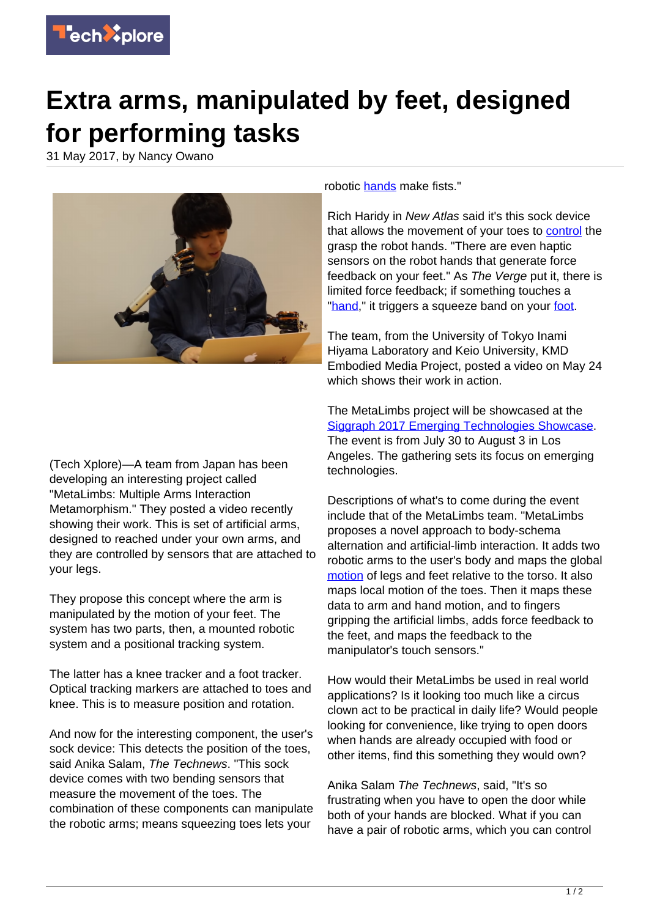# Extra arms, manipulated by feet, designed for performing tasks

31 May 2017, by Nancy Owano

(Tech Xplore)—A team from Japan has been developing an interesting project called "MetaLimbs: Multiple Arms Interaction Metamorphism." They posted a video recently showing their work. This is set of artificial arms, designed to reached under your own arms, and they are controlled by sensors that are attached to your legs.

They propose this concept where the arm is manipulated by the motion of your feet. The system has two parts, then, a mounted robotic system and a positional tracking system.

The latter has a knee tracker and a foot tracker. Optical tracking markers are attached to toes and knee. This is to measure position and rotation.

And now for the interesting component, the user's sock device: This detects the position of the toes, said Anika Salam, *The Technews*. "This sock device comes with two bending sensors that measure the movement of the toes. The combination of these components can manipulate the robotic arms; means squeezing toes lets your robotic hands make fists."

Rich Haridy in *New Atlas* said it's this sock device that allows the movement of your toes to control the grasp the robot hands. "There are even haptic sensors on the robot hands that generate force feedback on your feet." As *The Verge* put it, there is limited force feedback; if something touches a "hand," it triggers a squeeze band on your foot.

The team, from the University of Tokyo Inami Hiyama Laboratory and Keio University, KMD Embodied Media Project, posted a video on May 24 which shows their work in action.

The MetaLimbs project will be showcased at the Siggraph 2017 Emerging Technologies Showcase. The event is from July 30 to August 3 in Los Angeles. The gathering sets its focus on emerging technologies.

Descriptions of what's to come during the event include that of the MetaLimbs team. "MetaLimbs proposes a novel approach to body-schema alternation and artificial-limb interaction. It adds two robotic arms to the user's body and maps the global motion of legs and feet relative to the torso. It also maps local motion of the toes. Then it maps these data to arm and hand motion, and to fingers gripping the artificial limbs, adds force feedback to the feet, and maps the feedback to the manipulator's touch sensors."

How would their MetaLimbs be used in real world applications? Is it looking too much like a circus clown act to be practical in daily life? Would people looking for convenience, like trying to open doors when hands are already occupied with food or other items, find this something they would own?

Anika Salam *The Technews*, said, "It's so frustrating when you have to open the door while both of your hands are blocked. What if you can have a pair of robotic arms, which you can control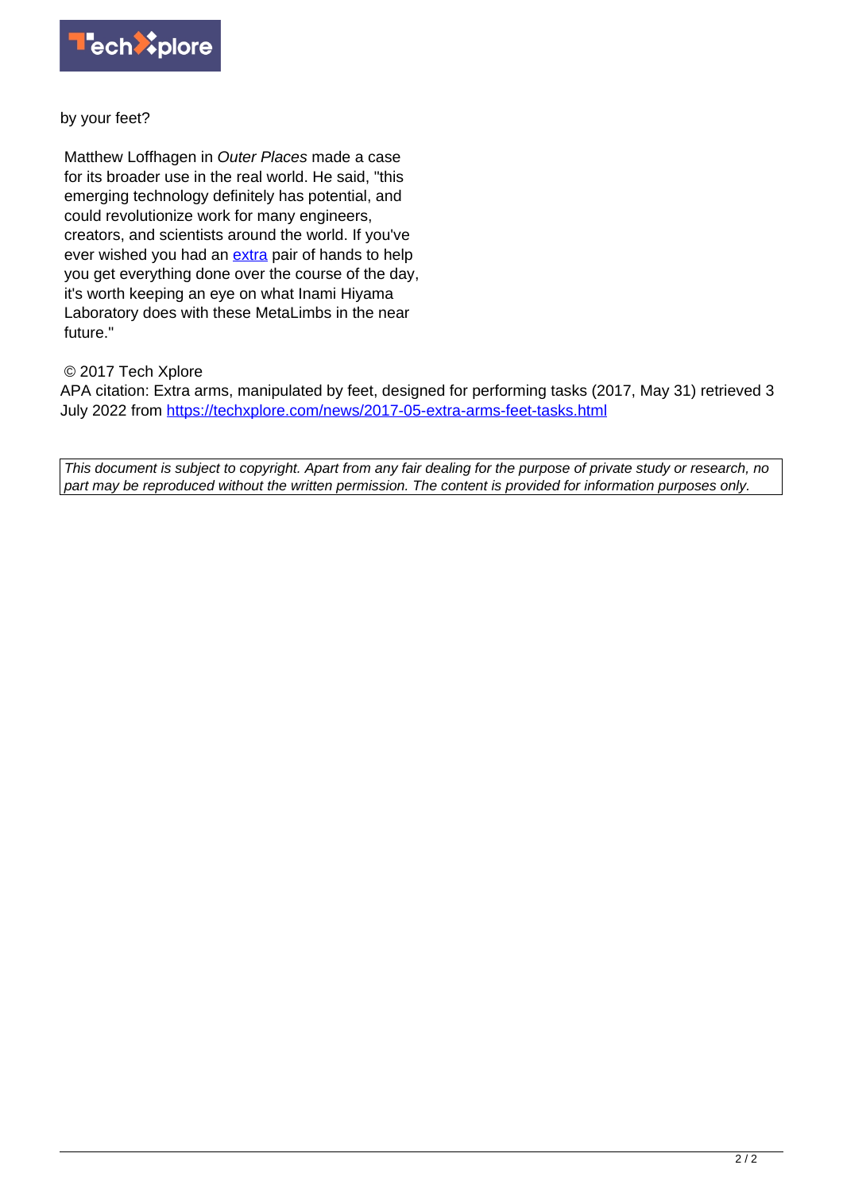by your feet?

Matthew Loffhagen in *Outer Places* made a case for its broader use in the real world. He said, "this emerging technology definitely has potential, and could revolutionize work for many engineers, creators, and scientists around the world. If you've ever wished you had an [extra](https://techxplore.com/tags/extra/) pair of hands to help you get everything done over the course of the day, it's worth keeping an eye on what Inami Hiyama Laboratory does with these MetaLimbs in the near future."

© 2017 Tech Xplore

APA citation: Extra arms, manipulated by feet, designed for performing tasks (2017, May 31) retrieved 3 July 2022 from https://techxplore.com/news/2017-05-extra-arms-feet-tasks.html

*This document is subject to copyright. Apart from any fair dealing for the purpose of private study or research, no part may be reproduced without the written permission. The content is provided for information purposes only.*